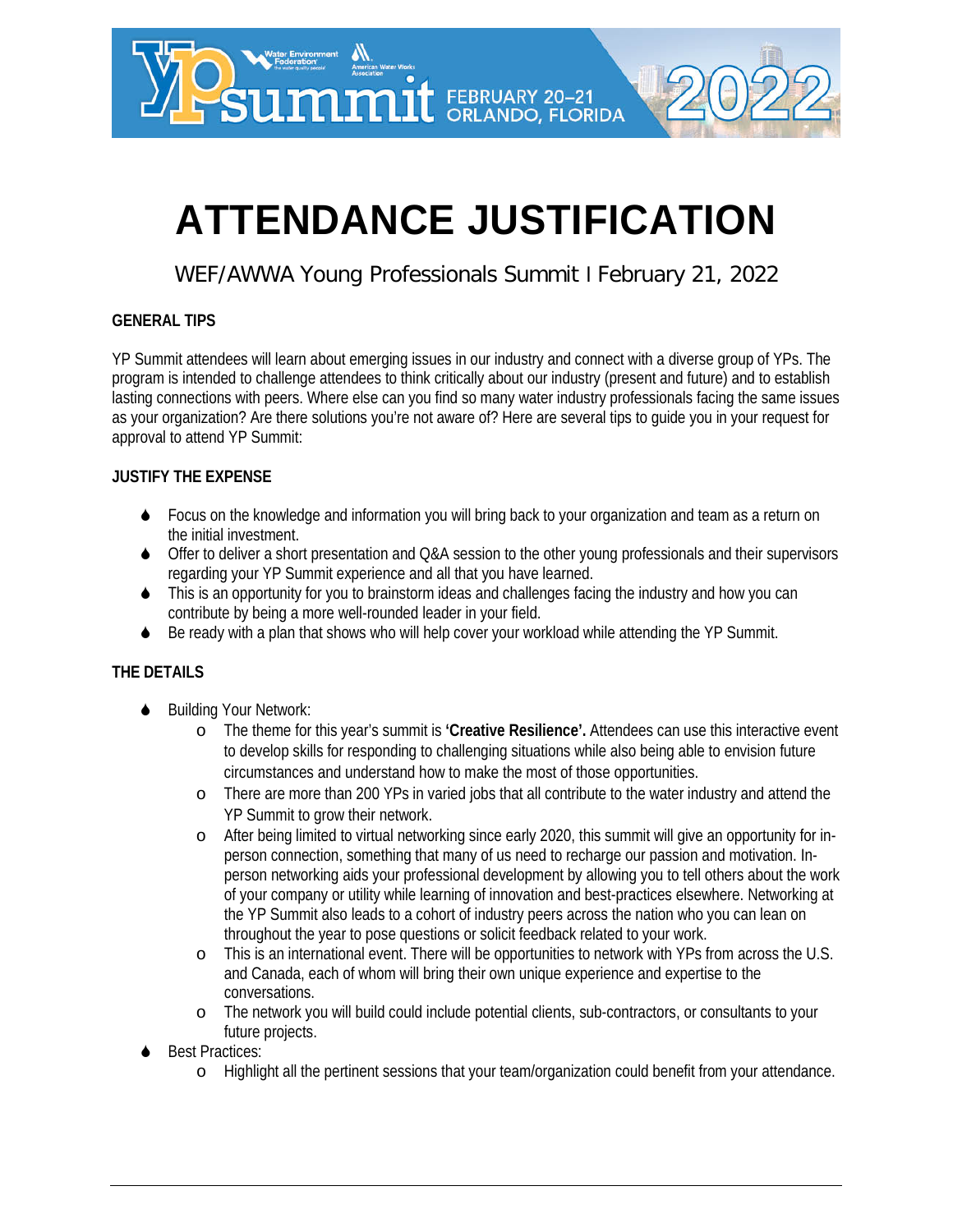# ATTENDANCE JUSTIFICATION

WEF/AWWA Young Professionals Summit I February 21, 2022

## GENERAL TIPS

YP Summit attendees will learn about emerging issues in our industry and connect with a diverse group of YPs. The program is intended to challenge attendees to think critically about our industry (present and future) and to establish lasting connections with peers. Where else can you find so many water industry professionals facing the same issues as your organization? Are there solutions you're not aware of? Here are several tips to guide you in your request for approval to attend YP Summit:

## JUSTIFY THE EXPENSE

- Focus on the knowledge and information you will bring back to your organization and team as a return on the initial investment.
- Offer to deliver a short presentation and Q&A session to the other young professionals and their supervisors regarding your YP Summit experience and all that you have learned.
- This is an opportunity for you to brainstorm ideas and challenges facing the industry and how you can contribute by being a more well-rounded leader in your field.
- Be ready with a plan that shows who will help cover your workload while attending the YP Summit.

## THE DETAILS

- Building Your Network:
  - The theme for this year's summit is **'Creative Resilience'.** Attendees can use this interactive event to develop skills for responding to challenging situations while also being able to envision future circumstances and understand how to make the most of those opportunities.
  - There are more than 200 YPs in varied jobs that all contribute to the water industry and attend the YP Summit to grow their network.
  - After being limited to virtual networking since early 2020, this summit will give an opportunity for in-person connection, something that many of us need to recharge our passion and motivation. In-person networking aids your professional development by allowing you to tell others about the work of your company or utility while learning of innovation and best-practices elsewhere. Networking at the YP Summit also leads to a cohort of industry peers across the nation who you can lean on throughout the year to pose questions or solicit feedback related to your work.
  - This is an international event. There will be opportunities to network with YPs from across the U.S. and Canada, each of whom will bring their own unique experience and expertise to the conversations.
  - The network you will build could include potential clients, sub-contractors, or consultants to your future projects.
- Best Practices:
  - Highlight all the pertinent sessions that your team/organization could benefit from your attendance.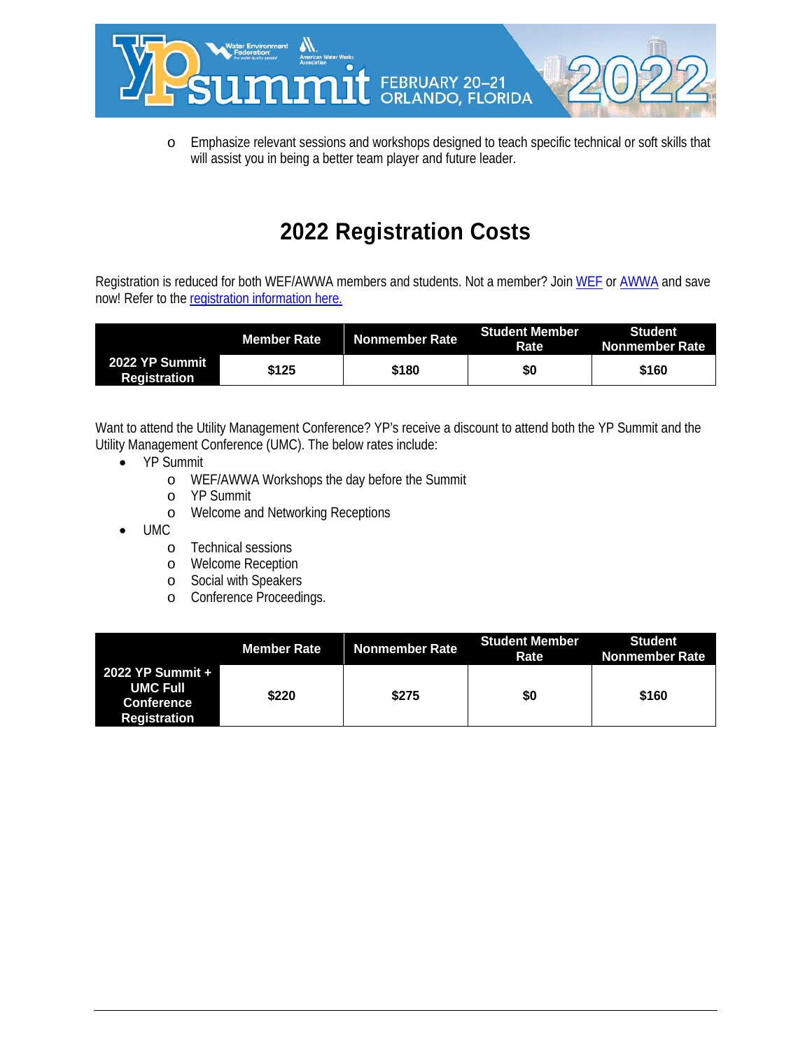- Emphasize relevant sessions and workshops designed to teach specific technical or soft skills that will assist you in being a better team player and future leader.

# 2022 Registration Costs

Registration is reduced for both WEF/AWWA members and students. Not a member? Join WEF or AWWA and save now! Refer to the registration information here.

| | Member Rate | Nonmember Rate | Student Member Rate | Student Nonmember Rate |
|---|---|---|---|---|
| **2022 YP Summit Registration** | **$125** | **$180** | **$0** | **$160** |

Want to attend the Utility Management Conference? YP's receive a discount to attend both the YP Summit and the Utility Management Conference (UMC). The below rates include:

- YP Summit
  - WEF/AWWA Workshops the day before the Summit
  - YP Summit
  - Welcome and Networking Receptions
- UMC
  - Technical sessions
  - Welcome Reception
  - Social with Speakers
  - Conference Proceedings.

| | Member Rate | Nonmember Rate | Student Member Rate | Student Nonmember Rate |
|---|---|---|---|---|
| **2022 YP Summit + UMC Full Conference Registration** | **$220** | **$275** | **$0** | **$160** |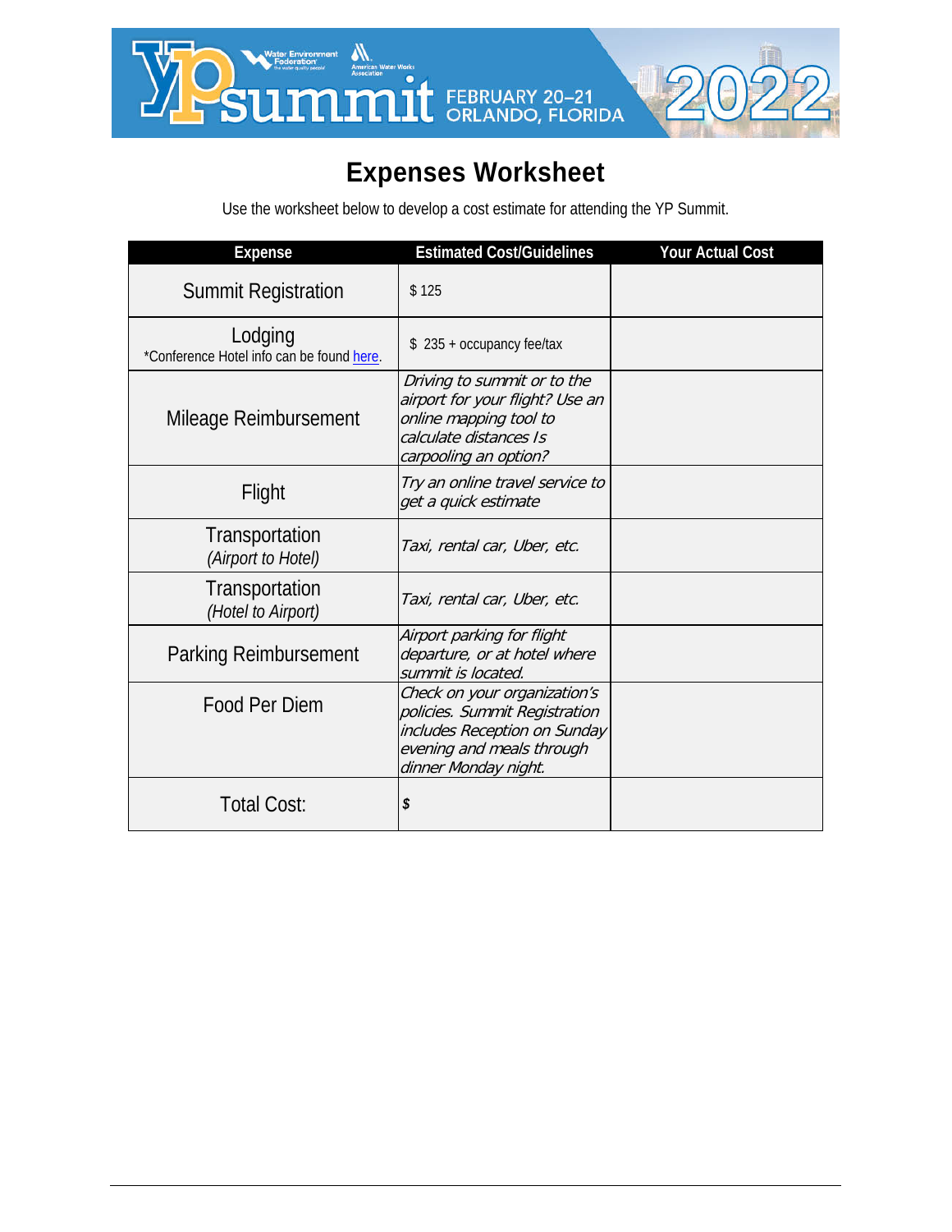YP summit FEBRUARY 20–21 ORLANDO, FLORIDA 2022

# Expenses Worksheet

Use the worksheet below to develop a cost estimate for attending the YP Summit.

| Expense | Estimated Cost/Guidelines | Your Actual Cost |
|---|---|---|
| Summit Registration | $ 125 | |
| Lodging<br>*Conference Hotel info can be found here. | $ 235 + occupancy fee/tax | |
| Mileage Reimbursement | *Driving to summit or to the airport for your flight? Use an online mapping tool to calculate distances Is carpooling an option?* | |
| Flight | *Try an online travel service to get a quick estimate* | |
| Transportation<br>*(Airport to Hotel)* | *Taxi, rental car, Uber, etc.* | |
| Transportation<br>*(Hotel to Airport)* | *Taxi, rental car, Uber, etc.* | |
| Parking Reimbursement | *Airport parking for flight departure, or at hotel where summit is located.* | |
| Food Per Diem | *Check on your organization's policies. Summit Registration includes Reception on Sunday evening and meals through dinner Monday night.* | |
| Total Cost: | ***$*** | |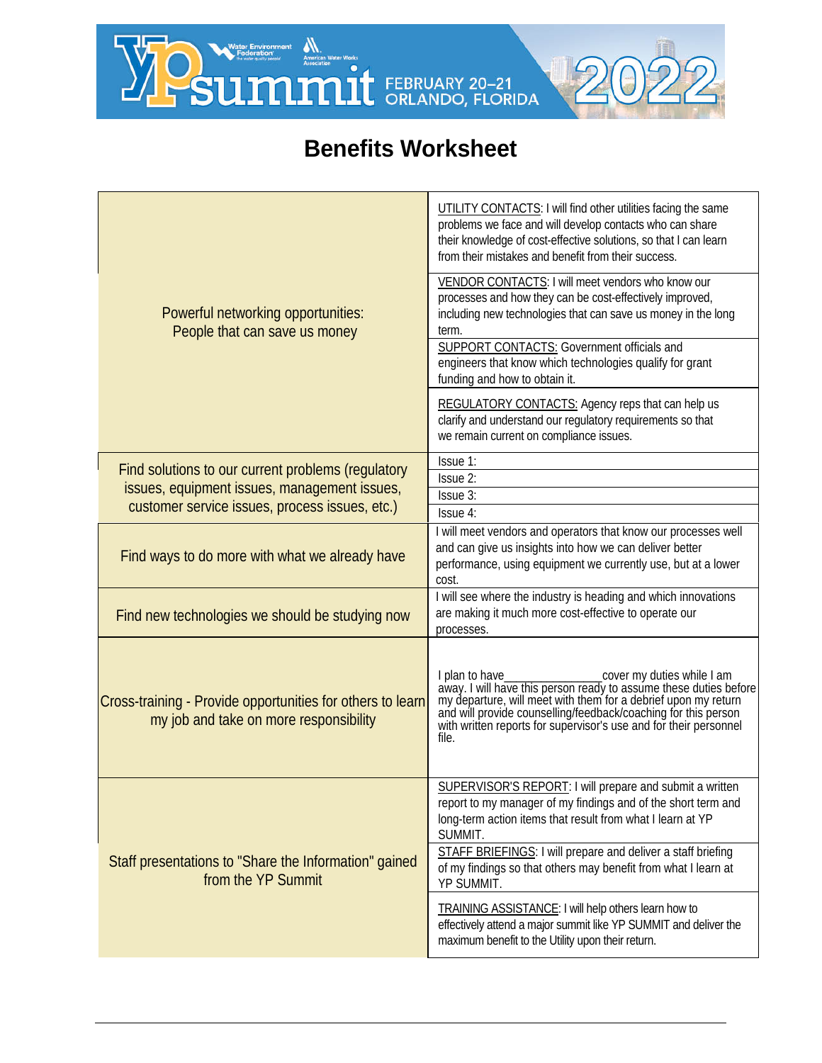YP summit FEBRUARY 20–21 ORLANDO, FLORIDA 2022

# Benefits Worksheet

| | |
|---|---|
| Powerful networking opportunities: People that can save us money | UTILITY CONTACTS: I will find other utilities facing the same problems we face and will develop contacts who can share their knowledge of cost-effective solutions, so that I can learn from their mistakes and benefit from their success. |
| | VENDOR CONTACTS: I will meet vendors who know our processes and how they can be cost-effectively improved, including new technologies that can save us money in the long term. |
| | SUPPORT CONTACTS: Government officials and engineers that know which technologies qualify for grant funding and how to obtain it. |
| | REGULATORY CONTACTS: Agency reps that can help us clarify and understand our regulatory requirements so that we remain current on compliance issues. |
| Find solutions to our current problems (regulatory issues, equipment issues, management issues, customer service issues, process issues, etc.) | Issue 1: |
| | Issue 2: |
| | Issue 3: |
| | Issue 4: |
| Find ways to do more with what we already have | I will meet vendors and operators that know our processes well and can give us insights into how we can deliver better performance, using equipment we currently use, but at a lower cost. |
| Find new technologies we should be studying now | I will see where the industry is heading and which innovations are making it much more cost-effective to operate our processes. |
| Cross-training - Provide opportunities for others to learn my job and take on more responsibility | I plan to have_______________cover my duties while I am away. I will have this person ready to assume these duties before my departure, will meet with them for a debrief upon my return and will provide counselling/feedback/coaching for this person with written reports for supervisor's use and for their personnel file. |
| Staff presentations to "Share the Information" gained from the YP Summit | SUPERVISOR'S REPORT: I will prepare and submit a written report to my manager of my findings and of the short term and long-term action items that result from what I learn at YP SUMMIT. |
| | STAFF BRIEFINGS: I will prepare and deliver a staff briefing of my findings so that others may benefit from what I learn at YP SUMMIT. |
| | TRAINING ASSISTANCE: I will help others learn how to effectively attend a major summit like YP SUMMIT and deliver the maximum benefit to the Utility upon their return. |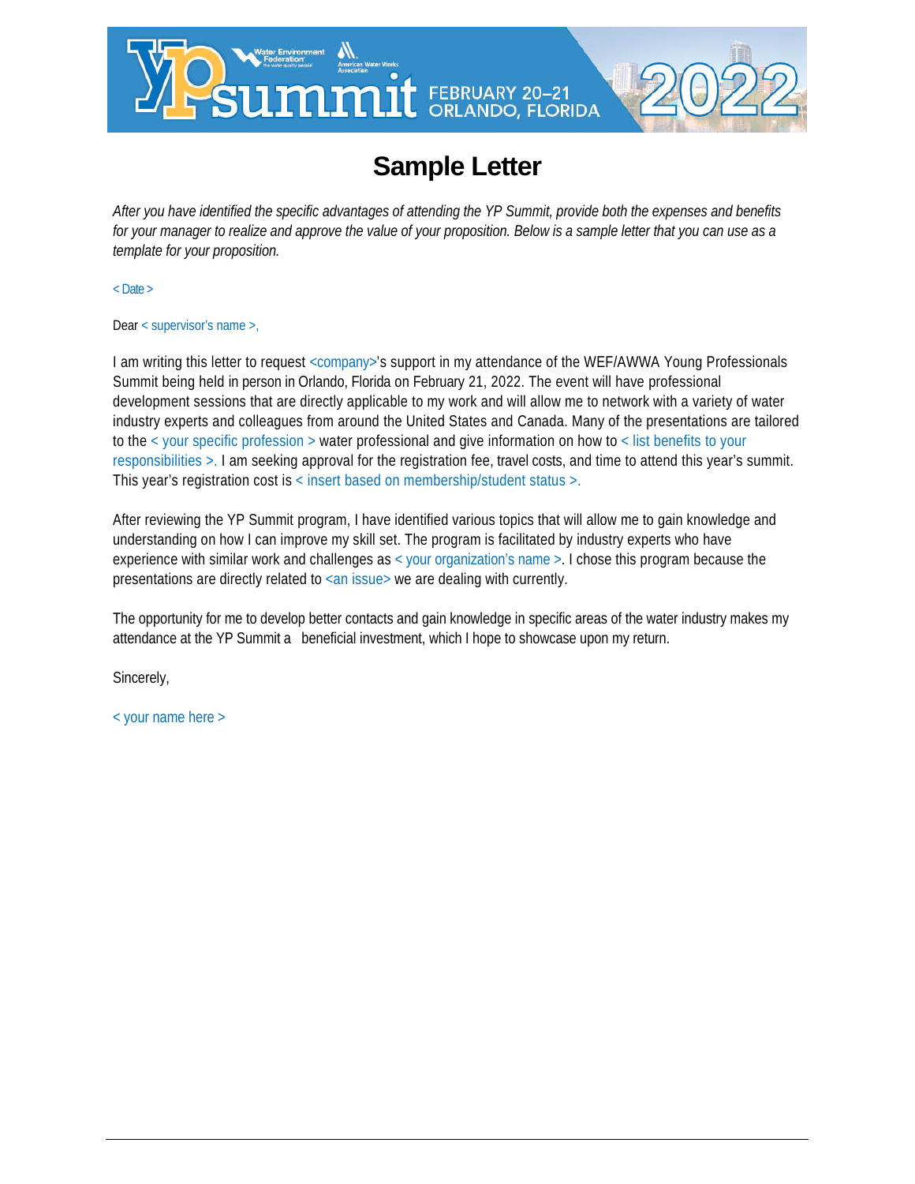# Sample Letter

*After you have identified the specific advantages of attending the YP Summit, provide both the expenses and benefits for your manager to realize and approve the value of your proposition. Below is a sample letter that you can use as a template for your proposition.*

< Date >

Dear < supervisor's name >,

I am writing this letter to request <company>'s support in my attendance of the WEF/AWWA Young Professionals Summit being held in person in Orlando, Florida on February 21, 2022. The event will have professional development sessions that are directly applicable to my work and will allow me to network with a variety of water industry experts and colleagues from around the United States and Canada. Many of the presentations are tailored to the < your specific profession > water professional and give information on how to < list benefits to your responsibilities >. I am seeking approval for the registration fee, travel costs, and time to attend this year's summit. This year's registration cost is < insert based on membership/student status >.

After reviewing the YP Summit program, I have identified various topics that will allow me to gain knowledge and understanding on how I can improve my skill set. The program is facilitated by industry experts who have experience with similar work and challenges as < your organization's name >. I chose this program because the presentations are directly related to <an issue> we are dealing with currently.

The opportunity for me to develop better contacts and gain knowledge in specific areas of the water industry makes my attendance at the YP Summit a beneficial investment, which I hope to showcase upon my return.

Sincerely,

< your name here >